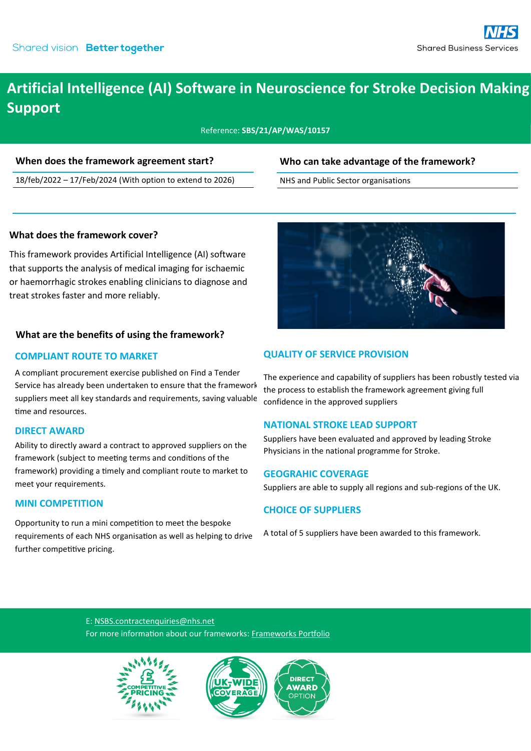Shared vision **Better together**

NHS Shared Business Services

# Artificial Intelligence (AI) Software in Neuroscience for Stroke Decision Making Support

Reference: **SBS/21/AP/WAS/10157**

### When does the framework agreement start?

18/feb/2022 – 17/Feb/2024 (With option to extend to 2026)

### Who can take advantage of the framework?

NHS and Public Sector organisations

### What does the framework cover?

This framework provides Artificial Intelligence (AI) software that supports the analysis of medical imaging for ischaemic or haemorrhagic strokes enabling clinicians to diagnose and treat strokes faster and more reliably.

### What are the benefits of using the framework?

#### COMPLIANT ROUTE TO MARKET

A compliant procurement exercise published on Find a Tender Service has already been undertaken to ensure that the framework suppliers meet all key standards and requirements, saving valuable time and resources.

#### DIRECT AWARD

Ability to directly award a contract to approved suppliers on the framework (subject to meeting terms and conditions of the framework) providing a timely and compliant route to market to meet your requirements.

#### MINI COMPETITION

Opportunity to run a mini competition to meet the bespoke requirements of each NHS organisation as well as helping to drive further competitive pricing.

#### QUALITY OF SERVICE PROVISION

The experience and capability of suppliers has been robustly tested via the process to establish the framework agreement giving full confidence in the approved suppliers

#### NATIONAL STROKE LEAD SUPPORT

Suppliers have been evaluated and approved by leading Stroke Physicians in the national programme for Stroke.

#### GEOGRAHIC COVERAGE

Suppliers are able to supply all regions and sub-regions of the UK.

#### CHOICE OF SUPPLIERS

A total of 5 suppliers have been awarded to this framework.

E: NSBS.contractenquiries@nhs.net

For more information about our frameworks: Frameworks Portfolio

COMPETITIVE PRICING

UK-WIDE COVERAGE

DIRECT AWARD OPTION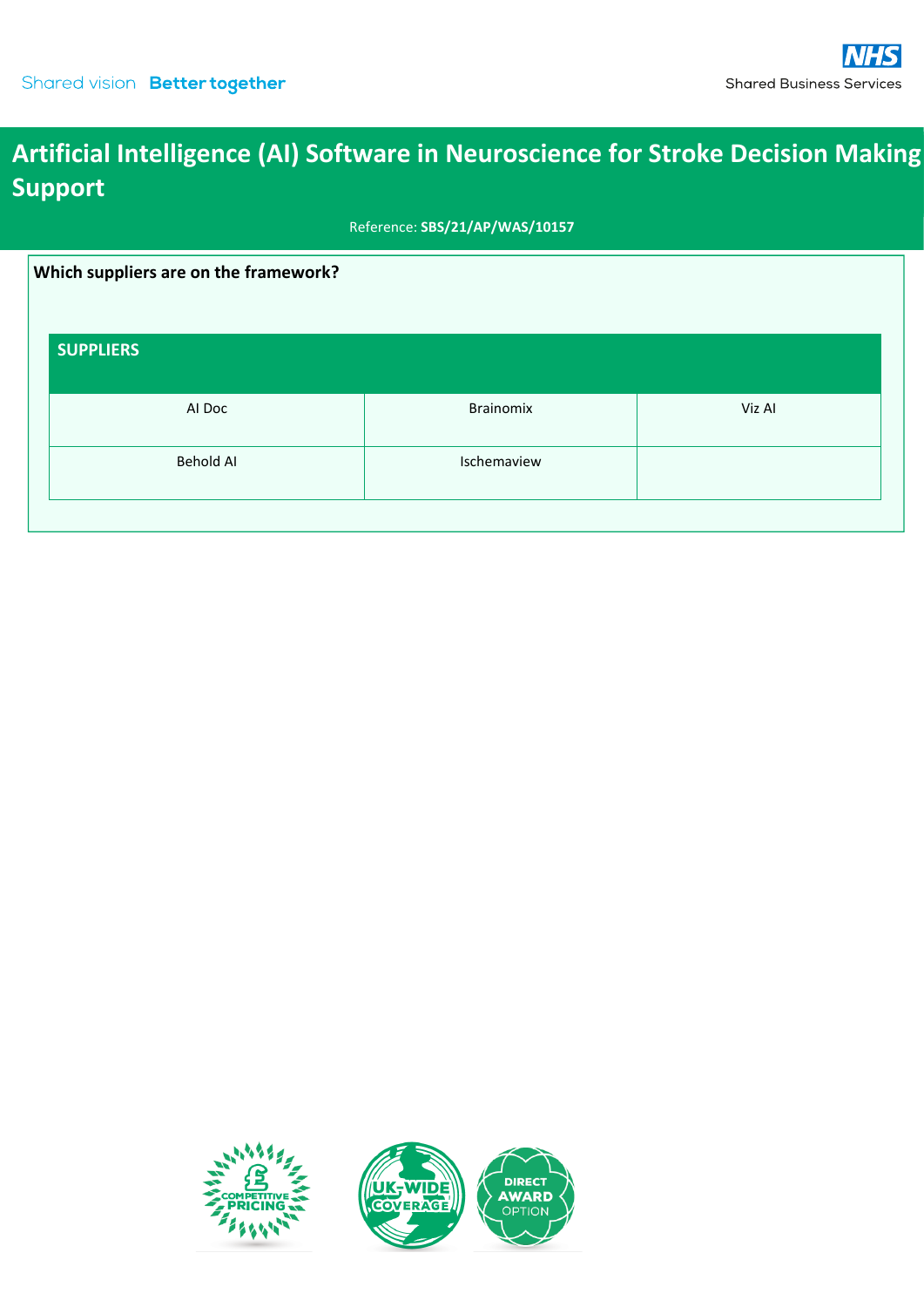Shared vision **Better together**

NHS Shared Business Services

# Artificial Intelligence (AI) Software in Neuroscience for Stroke Decision Making Support

Reference: **SBS/21/AP/WAS/10157**

**Which suppliers are on the framework?**

| **SUPPLIERS** | | |
|---|---|---|
| AI Doc | Brainomix | Viz AI |
| Behold AI | Ischemaview | |

COMPETITIVE PRICING

UK-WIDE COVERAGE

DIRECT AWARD OPTION